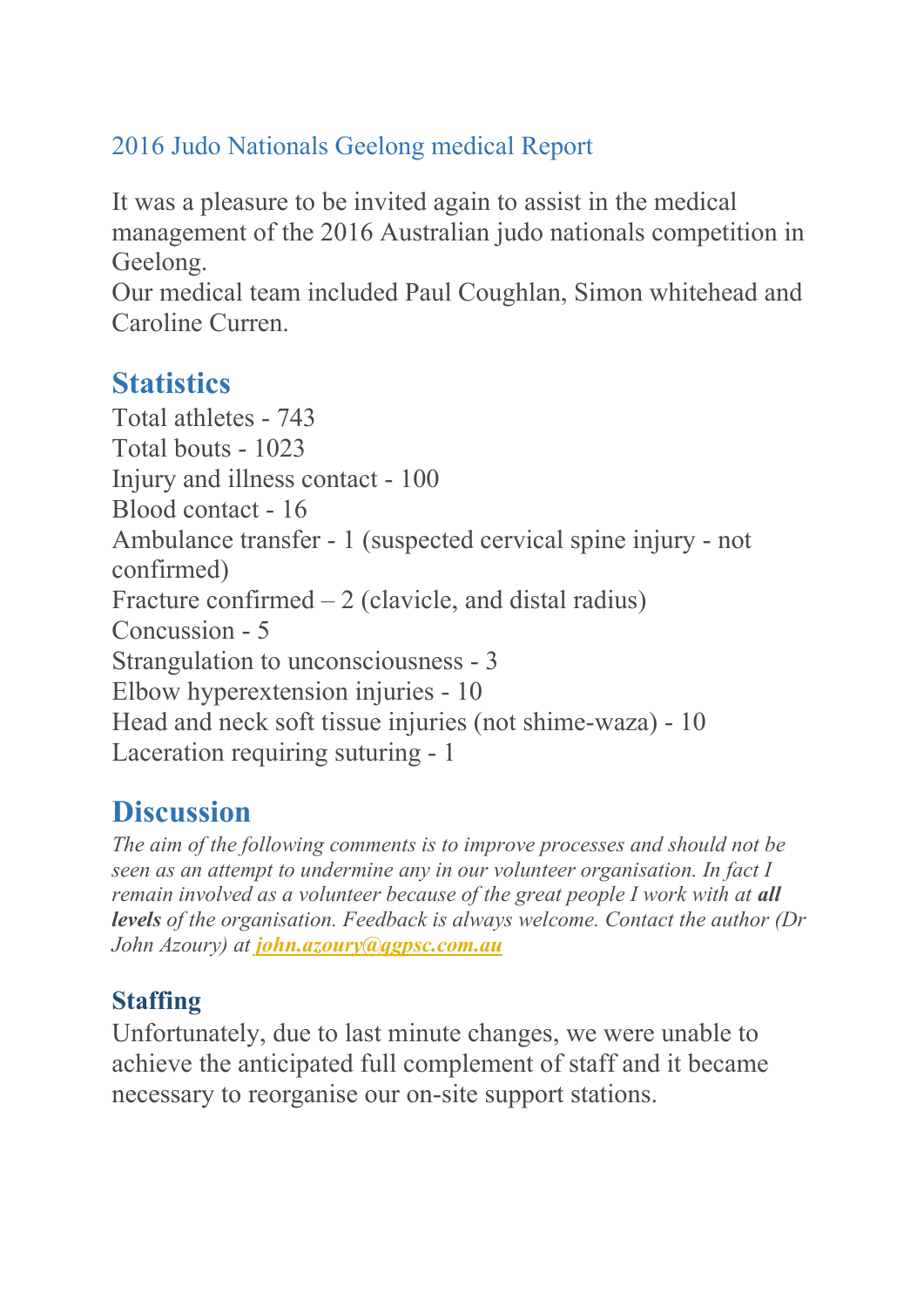# 2016 Judo Nationals Geelong medical Report

It was a pleasure to be invited again to assist in the medical management of the 2016 Australian judo nationals competition in Geelong.
Our medical team included Paul Coughlan, Simon whitehead and Caroline Curren.

## Statistics

Total athletes - 743
Total bouts - 1023
Injury and illness contact - 100
Blood contact - 16
Ambulance transfer - 1 (suspected cervical spine injury - not confirmed)
Fracture confirmed – 2 (clavicle, and distal radius)
Concussion - 5
Strangulation to unconsciousness - 3
Elbow hyperextension injuries - 10
Head and neck soft tissue injuries (not shime-waza) - 10
Laceration requiring suturing - 1

## Discussion

*The aim of the following comments is to improve processes and should not be seen as an attempt to undermine any in our volunteer organisation. In fact I remain involved as a volunteer because of the great people I work with at* ***all levels*** *of the organisation. Feedback is always welcome. Contact the author (Dr John Azoury) at* ***john.azoury@ggpsc.com.au***

### Staffing

Unfortunately, due to last minute changes, we were unable to achieve the anticipated full complement of staff and it became necessary to reorganise our on-site support stations.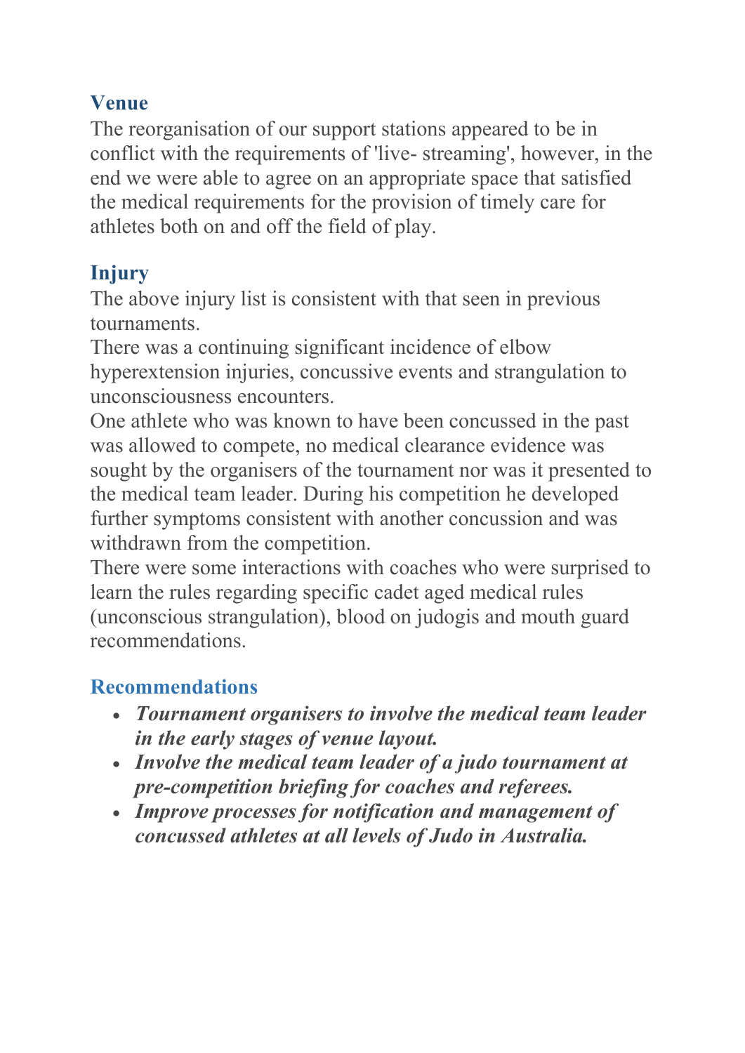## Venue

The reorganisation of our support stations appeared to be in conflict with the requirements of 'live- streaming', however, in the end we were able to agree on an appropriate space that satisfied the medical requirements for the provision of timely care for athletes both on and off the field of play.

## Injury

The above injury list is consistent with that seen in previous tournaments.

There was a continuing significant incidence of elbow hyperextension injuries, concussive events and strangulation to unconsciousness encounters.

One athlete who was known to have been concussed in the past was allowed to compete, no medical clearance evidence was sought by the organisers of the tournament nor was it presented to the medical team leader. During his competition he developed further symptoms consistent with another concussion and was withdrawn from the competition.

There were some interactions with coaches who were surprised to learn the rules regarding specific cadet aged medical rules (unconscious strangulation), blood on judogis and mouth guard recommendations.

## Recommendations

- ***Tournament organisers to involve the medical team leader in the early stages of venue layout.***
- ***Involve the medical team leader of a judo tournament at pre-competition briefing for coaches and referees.***
- ***Improve processes for notification and management of concussed athletes at all levels of Judo in Australia.***